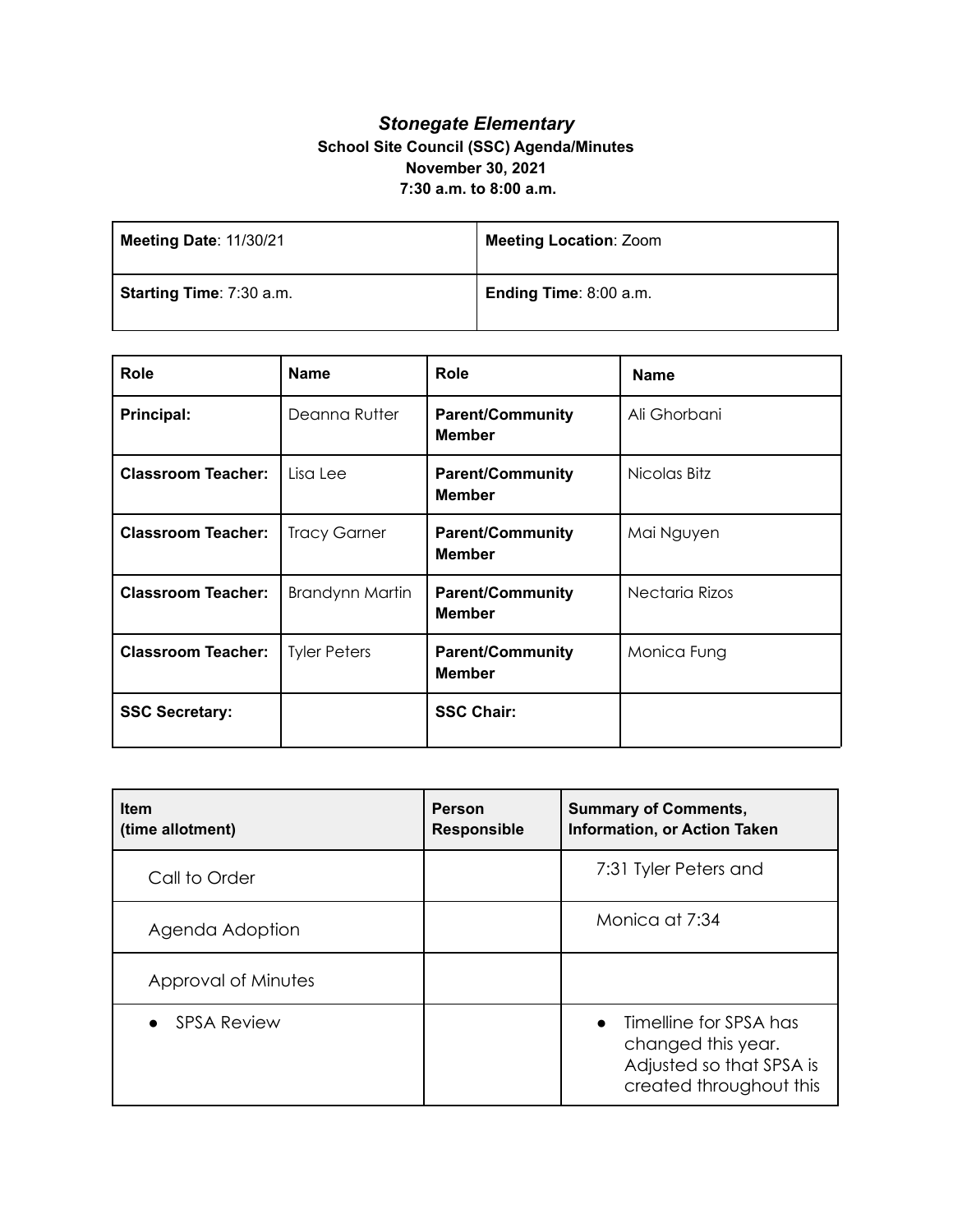# *Stonegate Elementary*

**School Site Council (SSC) Agenda/Minutes**
**November 30, 2021**
**7:30 a.m. to 8:00 a.m.**

| **Meeting Date**: 11/30/21 | **Meeting Location**: Zoom |
|---|---|
| **Starting Time**: 7:30 a.m. | **Ending Time**: 8:00 a.m. |

| **Role** | **Name** | **Role** | **Name** |
|---|---|---|---|
| **Principal:** | Deanna Rutter | **Parent/Community Member** | Ali Ghorbani |
| **Classroom Teacher:** | Lisa Lee | **Parent/Community Member** | Nicolas Bitz |
| **Classroom Teacher:** | Tracy Garner | **Parent/Community Member** | Mai Nguyen |
| **Classroom Teacher:** | Brandynn Martin | **Parent/Community Member** | Nectaria Rizos |
| **Classroom Teacher:** | Tyler Peters | **Parent/Community Member** | Monica Fung |
| **SSC Secretary:** | | **SSC Chair:** | |

| **Item (time allotment)** | **Person Responsible** | **Summary of Comments, Information, or Action Taken** |
|---|---|---|
| Call to Order | | 7:31 Tyler Peters and |
| Agenda Adoption | | Monica at 7:34 |
| Approval of Minutes | | |
| • SPSA Review | | • Timelline for SPSA has changed this year. Adjusted so that SPSA is created throughout this |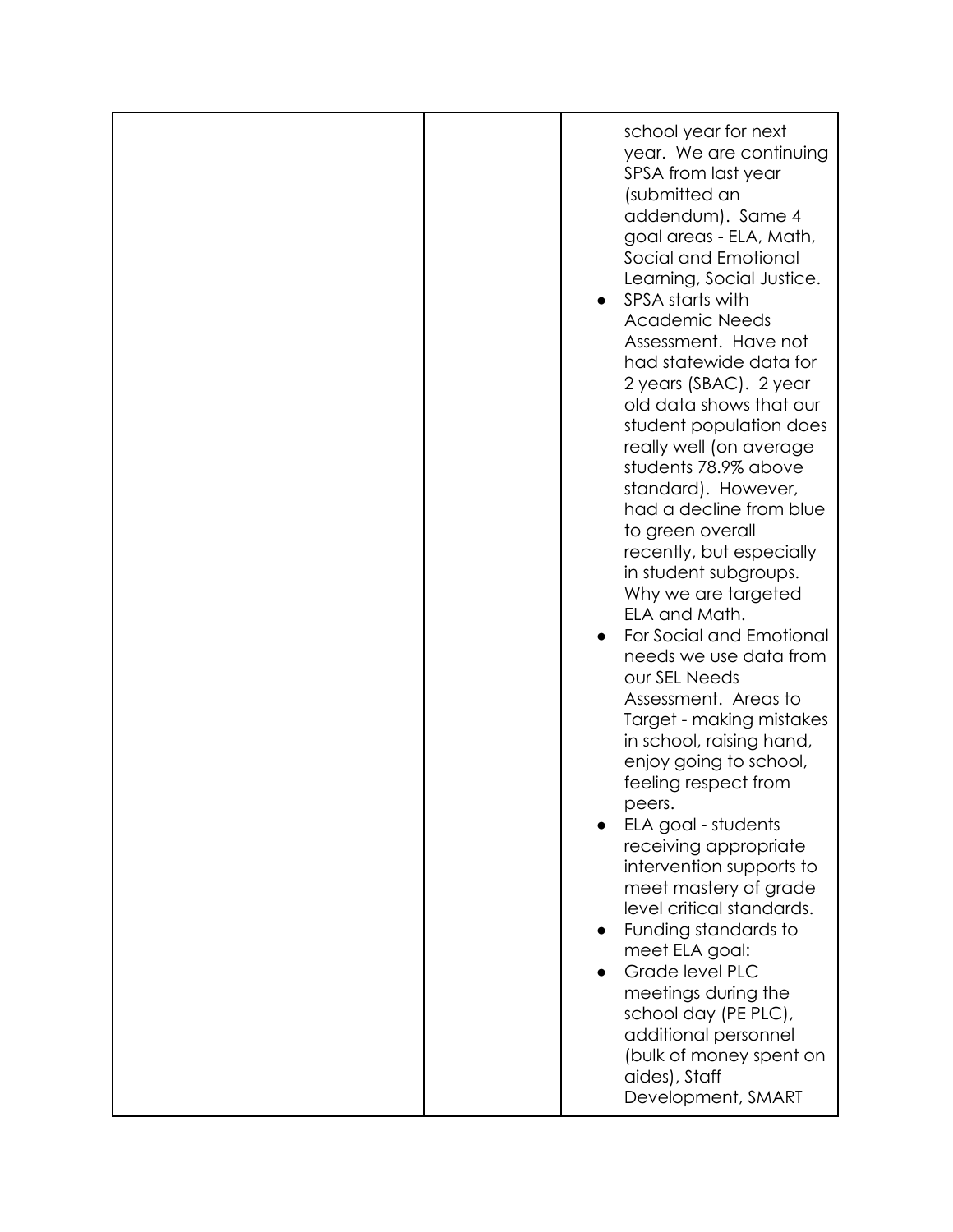| | | school year for next year. We are continuing SPSA from last year (submitted an addendum). Same 4 goal areas - ELA, Math, Social and Emotional Learning, Social Justice.<br>● SPSA starts with Academic Needs Assessment. Have not had statewide data for 2 years (SBAC). 2 year old data shows that our student population does really well (on average students 78.9% above standard). However, had a decline from blue to green overall recently, but especially in student subgroups. Why we are targeted ELA and Math.<br>● For Social and Emotional needs we use data from our SEL Needs Assessment. Areas to Target - making mistakes in school, raising hand, enjoy going to school, feeling respect from peers.<br>● ELA goal - students receiving appropriate intervention supports to meet mastery of grade level critical standards.<br>● Funding standards to meet ELA goal:<br>● Grade level PLC meetings during the school day (PE PLC), additional personnel (bulk of money spent on aides), Staff Development, SMART |
|---|---|---|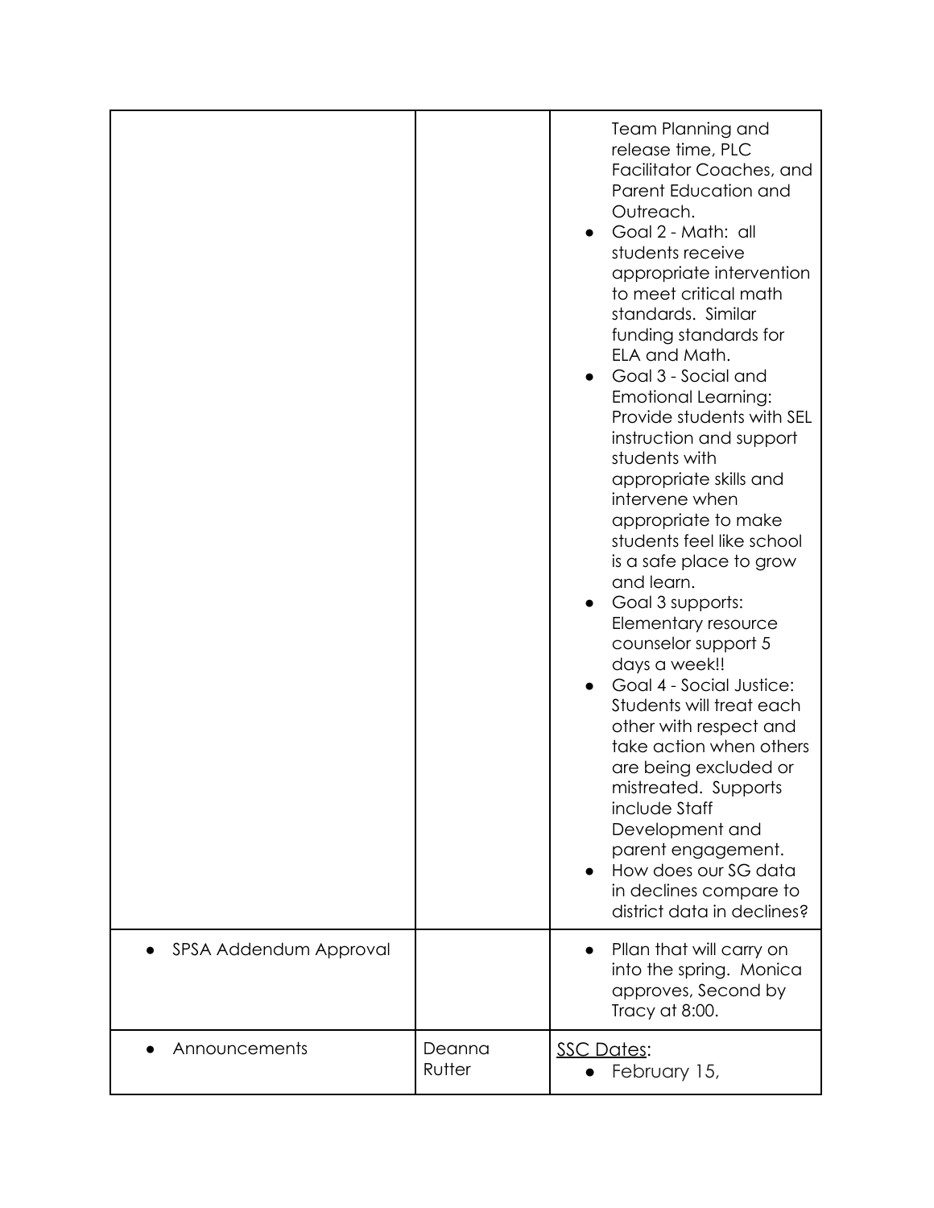| | | |
|---|---|---|
| | | Team Planning and release time, PLC Facilitator Coaches, and Parent Education and Outreach.<br>● Goal 2 - Math: all students receive appropriate intervention to meet critical math standards. Similar funding standards for ELA and Math.<br>● Goal 3 - Social and Emotional Learning: Provide students with SEL instruction and support students with appropriate skills and intervene when appropriate to make students feel like school is a safe place to grow and learn.<br>● Goal 3 supports: Elementary resource counselor support 5 days a week!!<br>● Goal 4 - Social Justice: Students will treat each other with respect and take action when others are being excluded or mistreated. Supports include Staff Development and parent engagement.<br>● How does our SG data in declines compare to district data in declines? |
| ● SPSA Addendum Approval | | ● Pllan that will carry on into the spring. Monica approves, Second by Tracy at 8:00. |
| ● Announcements | Deanna Rutter | <u>SSC Dates</u>:<br>● February 15, |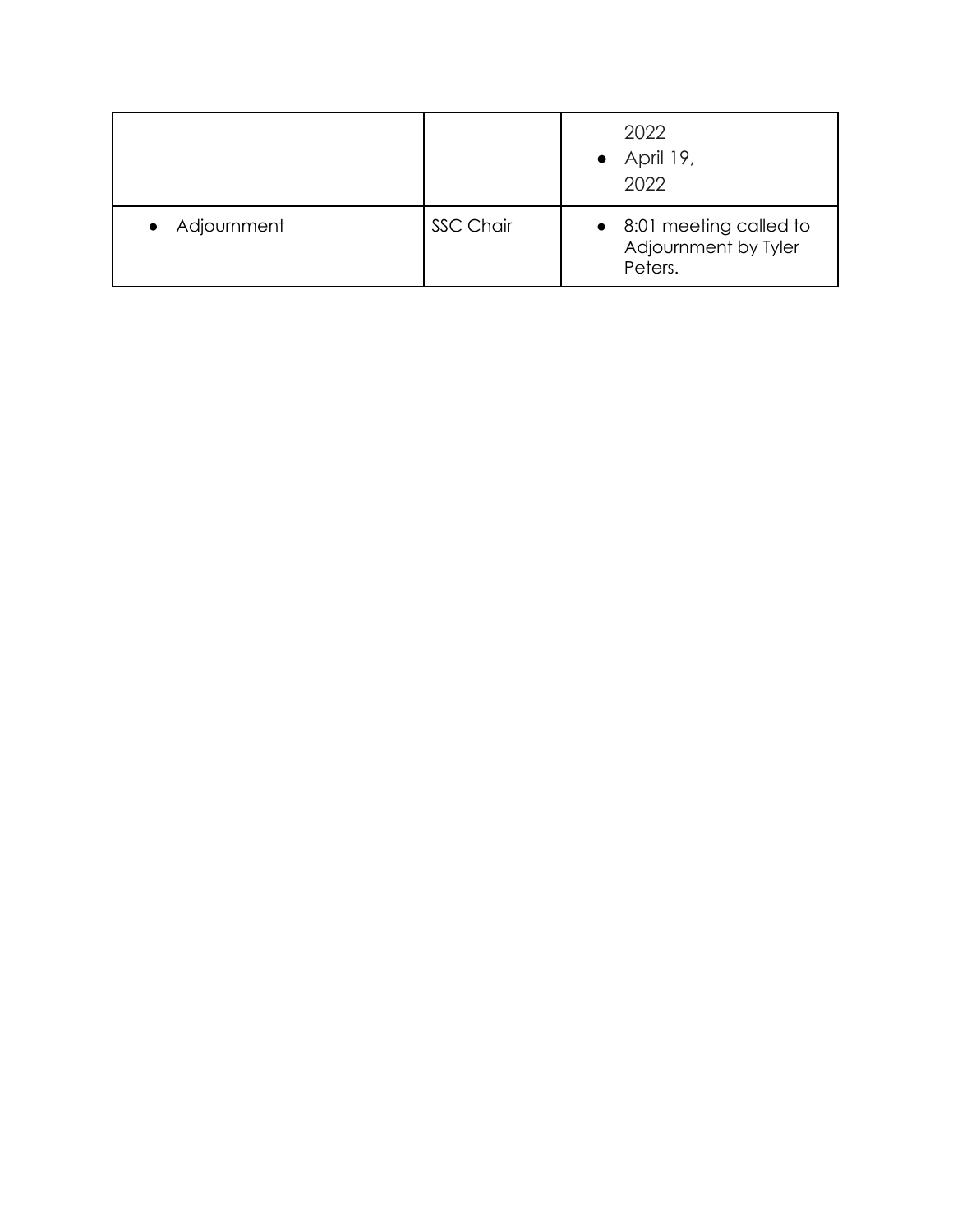| | | |
|---|---|---|
| | | 2022<br>• April 19, 2022 |
| • Adjournment | SSC Chair | • 8:01 meeting called to Adjournment by Tyler Peters. |